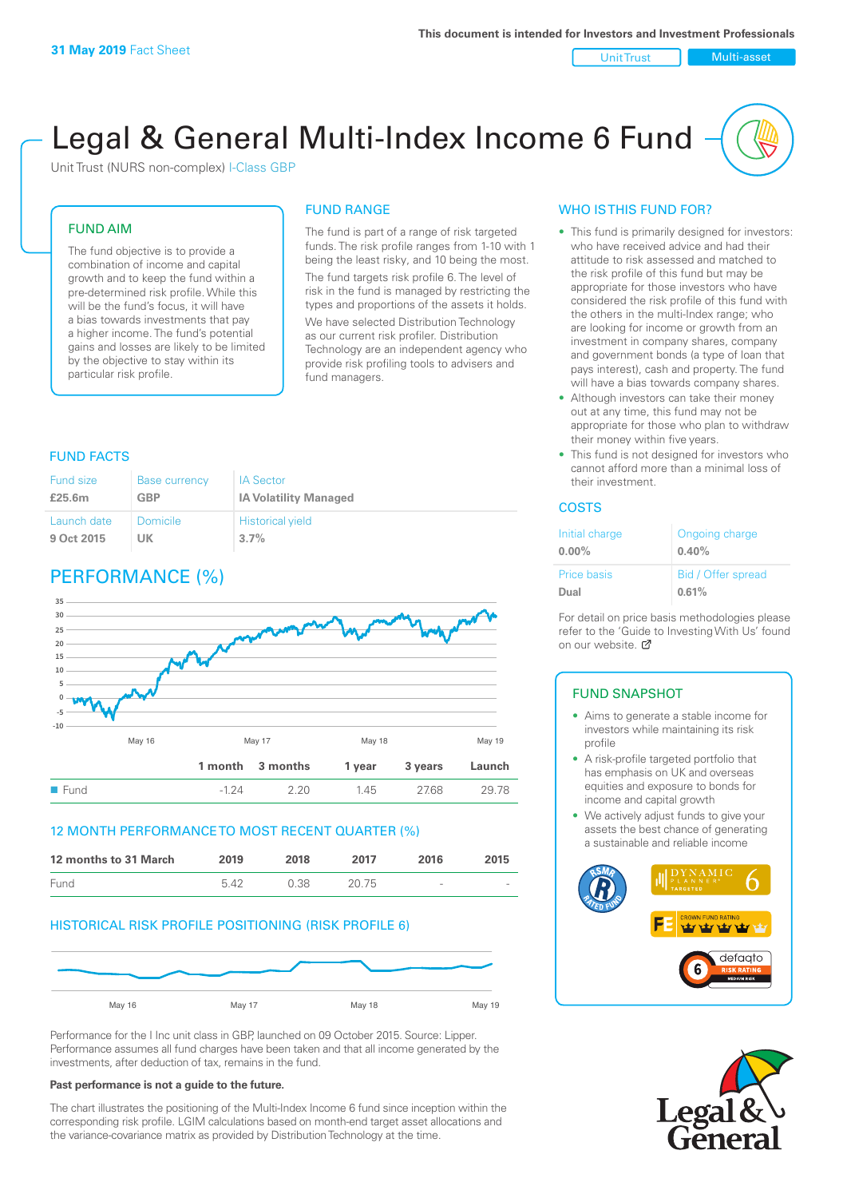31 May 2019 Fact Sheet

This document is intended for Investors and Investment Professionals

Unit Trust | Multi-asset

# Legal & General Multi-Index Income 6 Fund

Unit Trust (NURS non-complex) I-Class GBP

## FUND AIM

The fund objective is to provide a combination of income and capital growth and to keep the fund within a pre-determined risk profile. While this will be the fund's focus, it will have a bias towards investments that pay a higher income. The fund's potential gains and losses are likely to be limited by the objective to stay within its particular risk profile.

## FUND RANGE

The fund is part of a range of risk targeted funds. The risk profile ranges from 1-10 with 1 being the least risky, and 10 being the most.

The fund targets risk profile 6. The level of risk in the fund is managed by restricting the types and proportions of the assets it holds.

We have selected Distribution Technology as our current risk profiler. Distribution Technology are an independent agency who provide risk profiling tools to advisers and fund managers.

## WHO IS THIS FUND FOR?

- This fund is primarily designed for investors: who have received advice and had their attitude to risk assessed and matched to the risk profile of this fund but may be appropriate for those investors who have considered the risk profile of this fund with the others in the multi-Index range; who are looking for income or growth from an investment in company shares, company and government bonds (a type of loan that pays interest), cash and property. The fund will have a bias towards company shares.
- Although investors can take their money out at any time, this fund may not be appropriate for those who plan to withdraw their money within five years.
- This fund is not designed for investors who cannot afford more than a minimal loss of their investment.

## FUND FACTS

| Fund size | Base currency | IA Sector |
|---|---|---|
| £25.6m | GBP | IA Volatility Managed |
| **Launch date** | **Domicile** | **Historical yield** |
| 9 Oct 2015 | UK | 3.7% |

## COSTS

| Initial charge | Ongoing charge |
|---|---|
| 0.00% | 0.40% |
| **Price basis** | **Bid / Offer spread** |
| Dual | 0.61% |

For detail on price basis methodologies please refer to the 'Guide to Investing With Us' found on our website.

## PERFORMANCE (%)

| | 1 month | 3 months | 1 year | 3 years | Launch |
|---|---|---|---|---|---|
| Fund | -1.24 | 2.20 | 1.45 | 27.68 | 29.78 |

## 12 MONTH PERFORMANCE TO MOST RECENT QUARTER (%)

| 12 months to 31 March | 2019 | 2018 | 2017 | 2016 | 2015 |
|---|---|---|---|---|---|
| Fund | 5.42 | 0.38 | 20.75 | - | - |

## HISTORICAL RISK PROFILE POSITIONING (RISK PROFILE 6)

Performance for the I Inc unit class in GBP, launched on 09 October 2015. Source: Lipper. Performance assumes all fund charges have been taken and that all income generated by the investments, after deduction of tax, remains in the fund.

**Past performance is not a guide to the future.**

The chart illustrates the positioning of the Multi-Index Income 6 fund since inception within the corresponding risk profile. LGIM calculations based on month-end target asset allocations and the variance-covariance matrix as provided by Distribution Technology at the time.

## FUND SNAPSHOT

- Aims to generate a stable income for investors while maintaining its risk profile
- A risk-profile targeted portfolio that has emphasis on UK and overseas equities and exposure to bonds for income and capital growth
- We actively adjust funds to give your assets the best chance of generating a sustainable and reliable income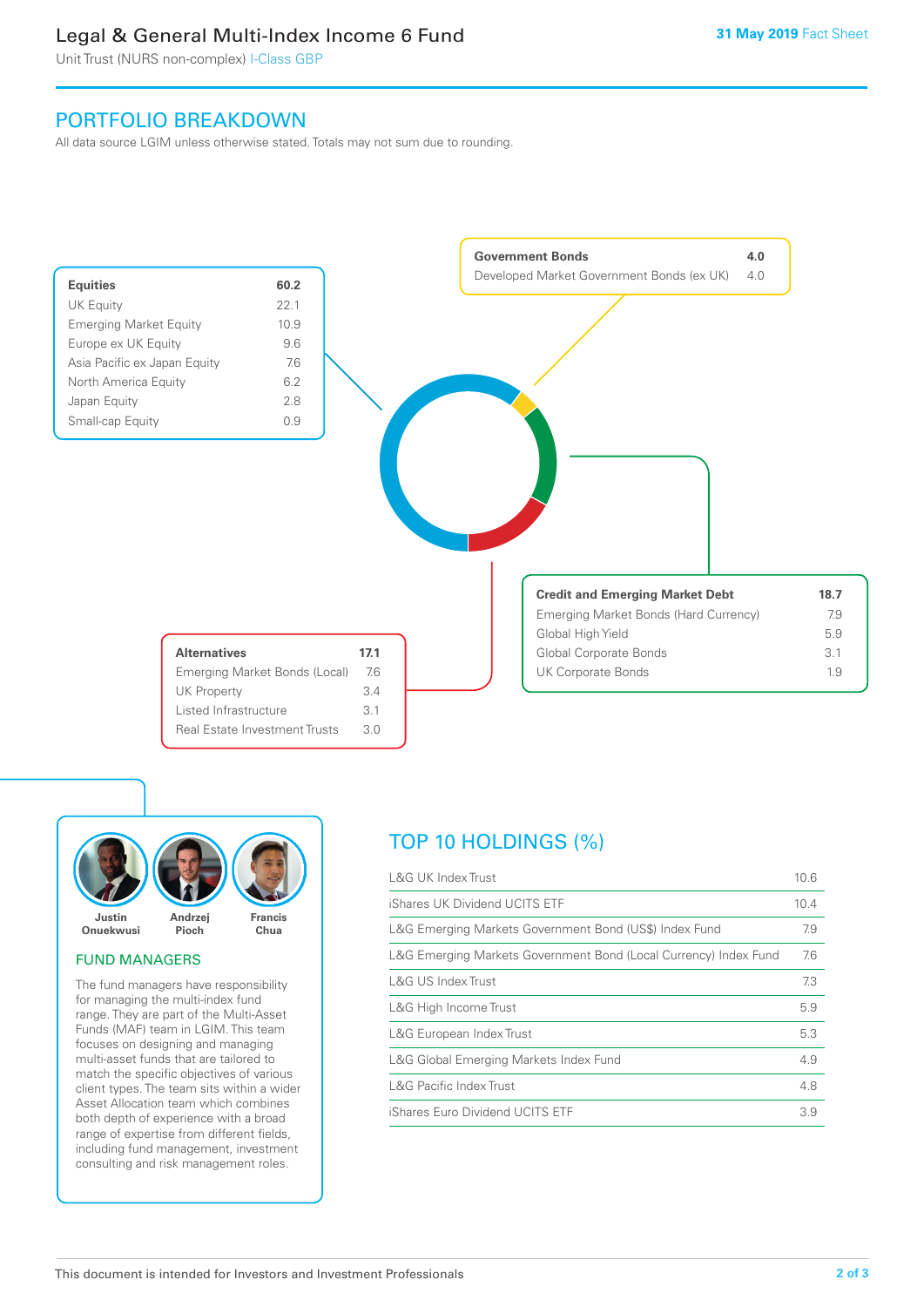## PORTFOLIO BREAKDOWN

All data source LGIM unless otherwise stated. Totals may not sum due to rounding.

| Equities | 60.2 |
|---|---|
| UK Equity | 22.1 |
| Emerging Market Equity | 10.9 |
| Europe ex UK Equity | 9.6 |
| Asia Pacific ex Japan Equity | 7.6 |
| North America Equity | 6.2 |
| Japan Equity | 2.8 |
| Small-cap Equity | 0.9 |

| Government Bonds | 4.0 |
|---|---|
| Developed Market Government Bonds (ex UK) | 4.0 |

| Credit and Emerging Market Debt | 18.7 |
|---|---|
| Emerging Market Bonds (Hard Currency) | 7.9 |
| Global High Yield | 5.9 |
| Global Corporate Bonds | 3.1 |
| UK Corporate Bonds | 1.9 |

| Alternatives | 17.1 |
|---|---|
| Emerging Market Bonds (Local) | 7.6 |
| UK Property | 3.4 |
| Listed Infrastructure | 3.1 |
| Real Estate Investment Trusts | 3.0 |

Justin Onuekwusi · Andrzej Pioch · Francis Chua

### FUND MANAGERS

The fund managers have responsibility for managing the multi-index fund range. They are part of the Multi-Asset Funds (MAF) team in LGIM. This team focuses on designing and managing multi-asset funds that are tailored to match the specific objectives of various client types. The team sits within a wider Asset Allocation team which combines both depth of experience with a broad range of expertise from different fields, including fund management, investment consulting and risk management roles.

## TOP 10 HOLDINGS (%)

| Holding | % |
|---|---|
| L&G UK Index Trust | 10.6 |
| iShares UK Dividend UCITS ETF | 10.4 |
| L&G Emerging Markets Government Bond (US$) Index Fund | 7.9 |
| L&G Emerging Markets Government Bond (Local Currency) Index Fund | 7.6 |
| L&G US Index Trust | 7.3 |
| L&G High Income Trust | 5.9 |
| L&G European Index Trust | 5.3 |
| L&G Global Emerging Markets Index Fund | 4.9 |
| L&G Pacific Index Trust | 4.8 |
| iShares Euro Dividend UCITS ETF | 3.9 |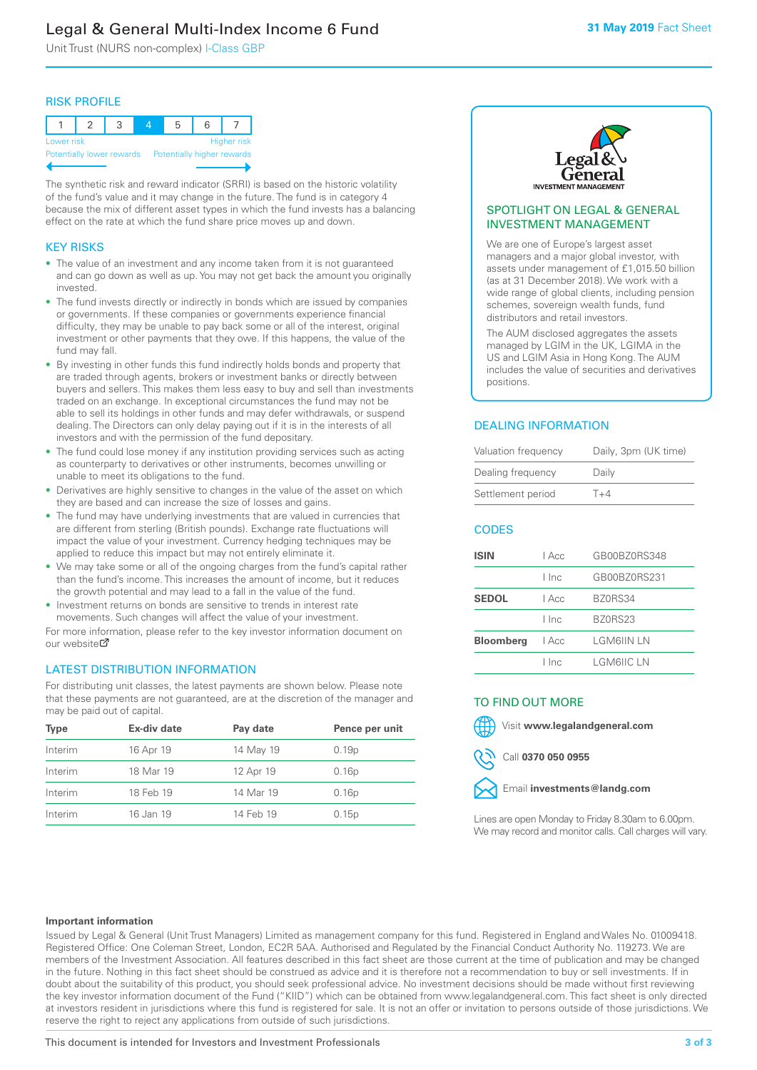# Legal & General Multi-Index Income 6 Fund

Unit Trust (NURS non-complex) I-Class GBP

**31 May 2019** Fact Sheet

## RISK PROFILE

| 1 | 2 | 3 | 4 | 5 | 6 | 7 |
|---|---|---|---|---|---|---|

Lower risk — Higher risk

Potentially lower rewards — Potentially higher rewards

The synthetic risk and reward indicator (SRRI) is based on the historic volatility of the fund's value and it may change in the future. The fund is in category 4 because the mix of different asset types in which the fund invests has a balancing effect on the rate at which the fund share price moves up and down.

## KEY RISKS

- The value of an investment and any income taken from it is not guaranteed and can go down as well as up. You may not get back the amount you originally invested.
- The fund invests directly or indirectly in bonds which are issued by companies or governments. If these companies or governments experience financial difficulty, they may be unable to pay back some or all of the interest, original investment or other payments that they owe. If this happens, the value of the fund may fall.
- By investing in other funds this fund indirectly holds bonds and property that are traded through agents, brokers or investment banks or directly between buyers and sellers. This makes them less easy to buy and sell than investments traded on an exchange. In exceptional circumstances the fund may not be able to sell its holdings in other funds and may defer withdrawals, or suspend dealing. The Directors can only delay paying out if it is in the interests of all investors and with the permission of the fund depositary.
- The fund could lose money if any institution providing services such as acting as counterparty to derivatives or other instruments, becomes unwilling or unable to meet its obligations to the fund.
- Derivatives are highly sensitive to changes in the value of the asset on which they are based and can increase the size of losses and gains.
- The fund may have underlying investments that are valued in currencies that are different from sterling (British pounds). Exchange rate fluctuations will impact the value of your investment. Currency hedging techniques may be applied to reduce this impact but may not entirely eliminate it.
- We may take some or all of the ongoing charges from the fund's capital rather than the fund's income. This increases the amount of income, but it reduces the growth potential and may lead to a fall in the value of the fund.
- Investment returns on bonds are sensitive to trends in interest rate movements. Such changes will affect the value of your investment.

For more information, please refer to the key investor information document on our website

## LATEST DISTRIBUTION INFORMATION

For distributing unit classes, the latest payments are shown below. Please note that these payments are not guaranteed, are at the discretion of the manager and may be paid out of capital.

| Type | Ex-div date | Pay date | Pence per unit |
|---|---|---|---|
| Interim | 16 Apr 19 | 14 May 19 | 0.19p |
| Interim | 18 Mar 19 | 12 Apr 19 | 0.16p |
| Interim | 18 Feb 19 | 14 Mar 19 | 0.16p |
| Interim | 16 Jan 19 | 14 Feb 19 | 0.15p |

## SPOTLIGHT ON LEGAL & GENERAL INVESTMENT MANAGEMENT

We are one of Europe's largest asset managers and a major global investor, with assets under management of £1,015.50 billion (as at 31 December 2018). We work with a wide range of global clients, including pension schemes, sovereign wealth funds, fund distributors and retail investors.

The AUM disclosed aggregates the assets managed by LGIM in the UK, LGIMA in the US and LGIM Asia in Hong Kong. The AUM includes the value of securities and derivatives positions.

## DEALING INFORMATION

| | |
|---|---|
| Valuation frequency | Daily, 3pm (UK time) |
| Dealing frequency | Daily |
| Settlement period | T+4 |

## CODES

| | | |
|---|---|---|
| **ISIN** | I Acc | GB00BZ0RS348 |
| | I Inc | GB00BZ0RS231 |
| **SEDOL** | I Acc | BZ0RS34 |
| | I Inc | BZ0RS23 |
| **Bloomberg** | I Acc | LGM6IIN LN |
| | I Inc | LGM6IIC LN |

## TO FIND OUT MORE

Visit **www.legalandgeneral.com**

Call **0370 050 0955**

Email **investments@landg.com**

Lines are open Monday to Friday 8.30am to 6.00pm. We may record and monitor calls. Call charges will vary.

### Important information

Issued by Legal & General (Unit Trust Managers) Limited as management company for this fund. Registered in England and Wales No. 01009418. Registered Office: One Coleman Street, London, EC2R 5AA. Authorised and Regulated by the Financial Conduct Authority No. 119273. We are members of the Investment Association. All features described in this fact sheet are those current at the time of publication and may be changed in the future. Nothing in this fact sheet should be construed as advice and it is therefore not a recommendation to buy or sell investments. If in doubt about the suitability of this product, you should seek professional advice. No investment decisions should be made without first reviewing the key investor information document of the Fund ("KIID") which can be obtained from www.legalandgeneral.com. This fact sheet is only directed at investors resident in jurisdictions where this fund is registered for sale. It is not an offer or invitation to persons outside of those jurisdictions. We reserve the right to reject any applications from outside of such jurisdictions.

This document is intended for Investors and Investment Professionals